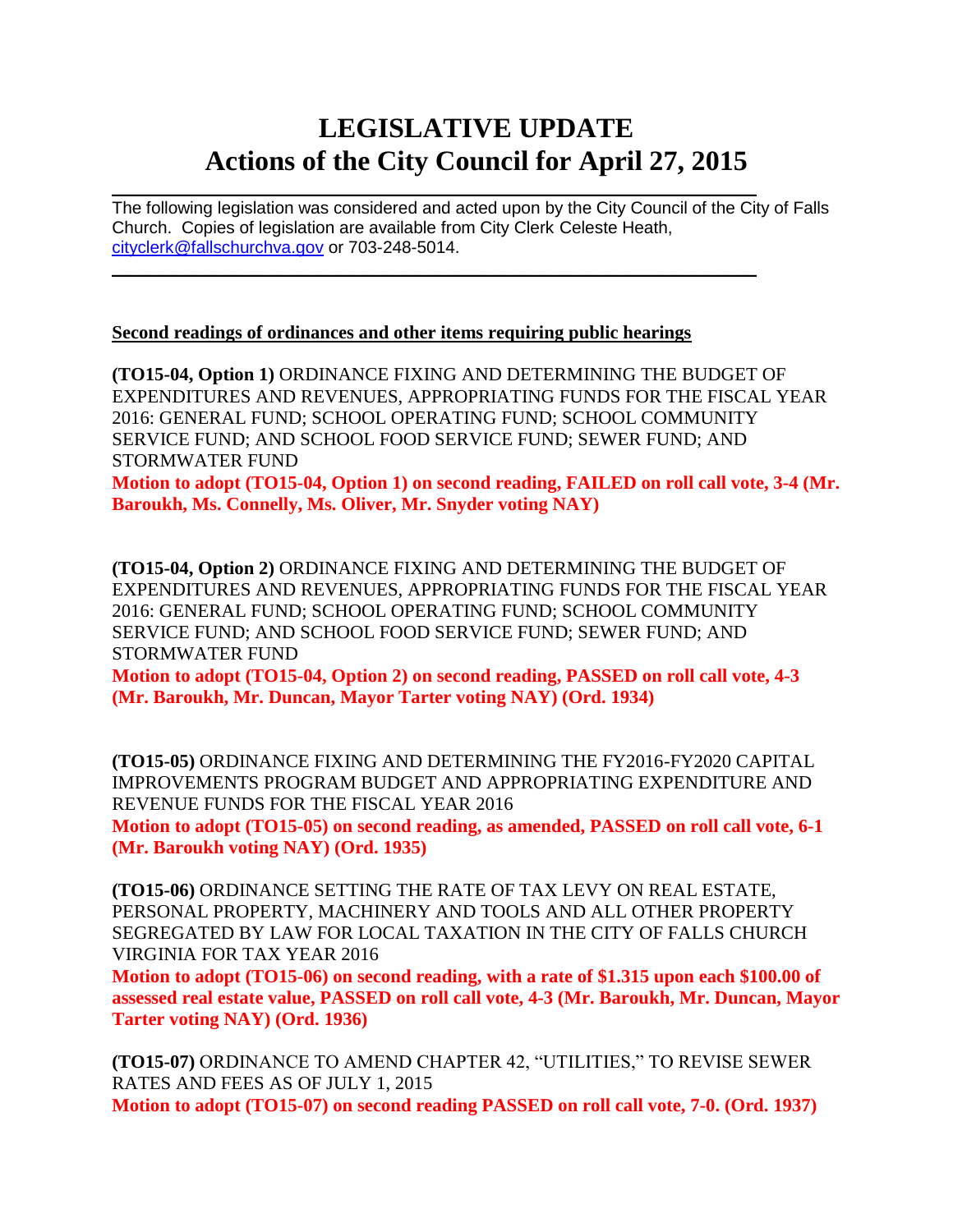# LEGISLATIVE UPDATE
# Actions of the City Council for April 27, 2015

---

The following legislation was considered and acted upon by the City Council of the City of Falls Church. Copies of legislation are available from City Clerk Celeste Heath, cityclerk@fallschurchva.gov or 703-248-5014.

---

## Second readings of ordinances and other items requiring public hearings

**(TO15-04, Option 1)** ORDINANCE FIXING AND DETERMINING THE BUDGET OF EXPENDITURES AND REVENUES, APPROPRIATING FUNDS FOR THE FISCAL YEAR 2016: GENERAL FUND; SCHOOL OPERATING FUND; SCHOOL COMMUNITY SERVICE FUND; AND SCHOOL FOOD SERVICE FUND; SEWER FUND; AND STORMWATER FUND
**Motion to adopt (TO15-04, Option 1) on second reading, FAILED on roll call vote, 3-4 (Mr. Baroukh, Ms. Connelly, Ms. Oliver, Mr. Snyder voting NAY)**

**(TO15-04, Option 2)** ORDINANCE FIXING AND DETERMINING THE BUDGET OF EXPENDITURES AND REVENUES, APPROPRIATING FUNDS FOR THE FISCAL YEAR 2016: GENERAL FUND; SCHOOL OPERATING FUND; SCHOOL COMMUNITY SERVICE FUND; AND SCHOOL FOOD SERVICE FUND; SEWER FUND; AND STORMWATER FUND
**Motion to adopt (TO15-04, Option 2) on second reading, PASSED on roll call vote, 4-3 (Mr. Baroukh, Mr. Duncan, Mayor Tarter voting NAY) (Ord. 1934)**

**(TO15-05)** ORDINANCE FIXING AND DETERMINING THE FY2016-FY2020 CAPITAL IMPROVEMENTS PROGRAM BUDGET AND APPROPRIATING EXPENDITURE AND REVENUE FUNDS FOR THE FISCAL YEAR 2016
**Motion to adopt (TO15-05) on second reading, as amended, PASSED on roll call vote, 6-1 (Mr. Baroukh voting NAY) (Ord. 1935)**

**(TO15-06)** ORDINANCE SETTING THE RATE OF TAX LEVY ON REAL ESTATE, PERSONAL PROPERTY, MACHINERY AND TOOLS AND ALL OTHER PROPERTY SEGREGATED BY LAW FOR LOCAL TAXATION IN THE CITY OF FALLS CHURCH VIRGINIA FOR TAX YEAR 2016
**Motion to adopt (TO15-06) on second reading, with a rate of $1.315 upon each $100.00 of assessed real estate value, PASSED on roll call vote, 4-3 (Mr. Baroukh, Mr. Duncan, Mayor Tarter voting NAY) (Ord. 1936)**

**(TO15-07)** ORDINANCE TO AMEND CHAPTER 42, "UTILITIES," TO REVISE SEWER RATES AND FEES AS OF JULY 1, 2015
**Motion to adopt (TO15-07) on second reading PASSED on roll call vote, 7-0. (Ord. 1937)**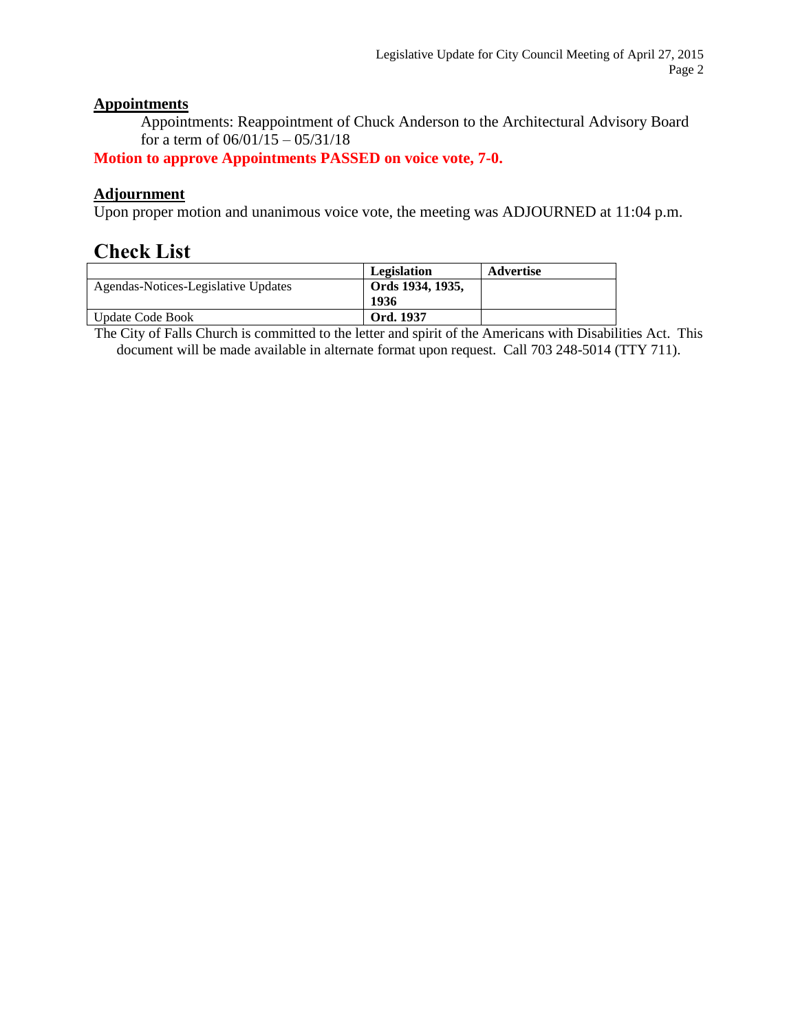**Appointments**

Appointments: Reappointment of Chuck Anderson to the Architectural Advisory Board for a term of 06/01/15 – 05/31/18

**Motion to approve Appointments PASSED on voice vote, 7-0.**

**Adjournment**

Upon proper motion and unanimous voice vote, the meeting was ADJOURNED at 11:04 p.m.

# Check List

| | Legislation | Advertise |
|---|---|---|
| Agendas-Notices-Legislative Updates | **Ords 1934, 1935, 1936** | |
| Update Code Book | **Ord. 1937** | |

The City of Falls Church is committed to the letter and spirit of the Americans with Disabilities Act. This document will be made available in alternate format upon request. Call 703 248-5014 (TTY 711).